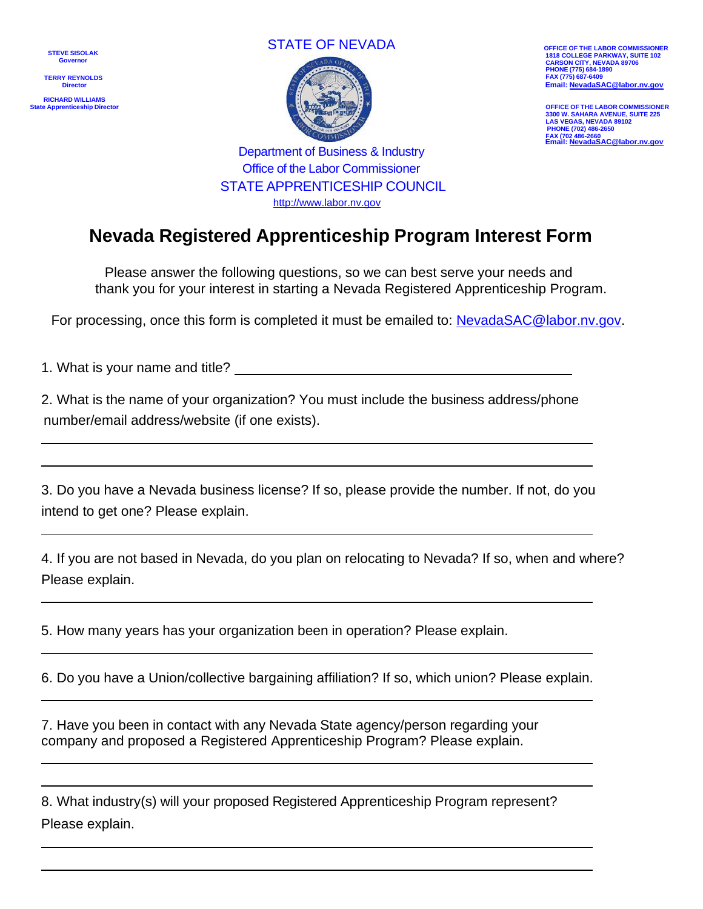STEVE SISOLAK
Governor

TERRY REYNOLDS
Director

RICHARD WILLIAMS
State Apprenticeship Director

STATE OF NEVADA

Department of Business & Industry
Office of the Labor Commissioner
STATE APPRENTICESHIP COUNCIL
http://www.labor.nv.gov

OFFICE OF THE LABOR COMMISSIONER
1818 COLLEGE PARKWAY, SUITE 102
CARSON CITY, NEVADA 89706
PHONE (775) 684-1890
FAX (775) 687-6409
Email: NevadaSAC@labor.nv.gov

OFFICE OF THE LABOR COMMISSIONER
3300 W. SAHARA AVENUE, SUITE 225
LAS VEGAS, NEVADA 89102
PHONE (702) 486-2650
FAX (702 486-2660
Email: NevadaSAC@labor.nv.gov

# Nevada Registered Apprenticeship Program Interest Form

Please answer the following questions, so we can best serve your needs and thank you for your interest in starting a Nevada Registered Apprenticeship Program.

For processing, once this form is completed it must be emailed to: NevadaSAC@labor.nv.gov.

1. What is your name and title? ____________________________________________

2. What is the name of your organization? You must include the business address/phone number/email address/website (if one exists).

______________________________________________________________________

______________________________________________________________________

3. Do you have a Nevada business license? If so, please provide the number. If not, do you intend to get one? Please explain.

______________________________________________________________________

4. If you are not based in Nevada, do you plan on relocating to Nevada? If so, when and where? Please explain.

______________________________________________________________________

5. How many years has your organization been in operation? Please explain.

______________________________________________________________________

6. Do you have a Union/collective bargaining affiliation? If so, which union? Please explain.

______________________________________________________________________

7. Have you been in contact with any Nevada State agency/person regarding your company and proposed a Registered Apprenticeship Program? Please explain.

______________________________________________________________________

______________________________________________________________________

8. What industry(s) will your proposed Registered Apprenticeship Program represent? Please explain.

______________________________________________________________________

______________________________________________________________________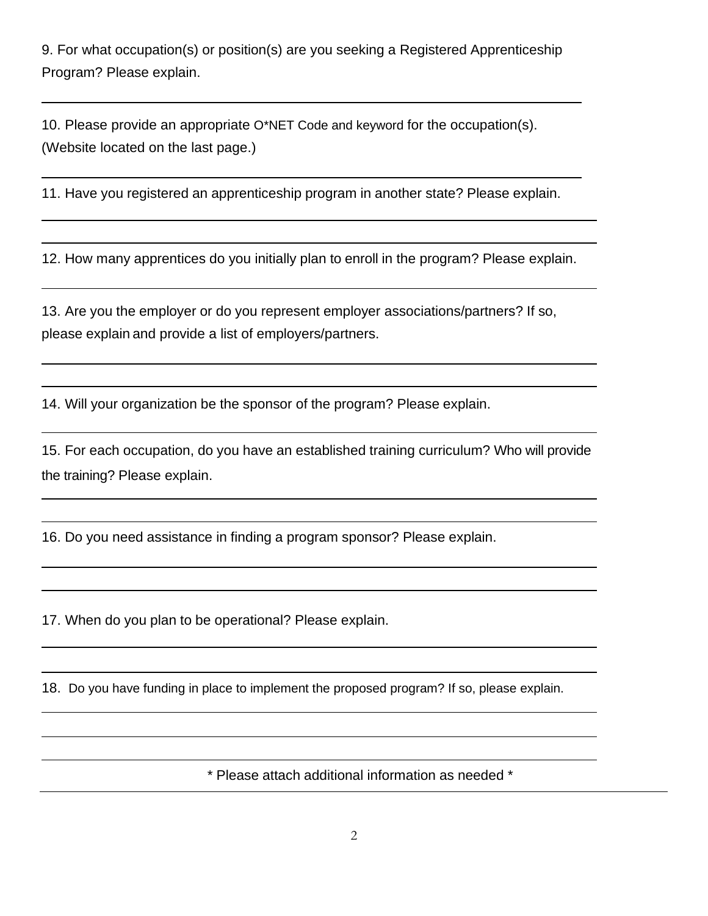9. For what occupation(s) or position(s) are you seeking a Registered Apprenticeship Program? Please explain.

10. Please provide an appropriate O*NET Code and keyword for the occupation(s). (Website located on the last page.)

11. Have you registered an apprenticeship program in another state? Please explain.

12. How many apprentices do you initially plan to enroll in the program? Please explain.

13. Are you the employer or do you represent employer associations/partners? If so, please explain and provide a list of employers/partners.

14. Will your organization be the sponsor of the program? Please explain.

15. For each occupation, do you have an established training curriculum? Who will provide the training? Please explain.

16. Do you need assistance in finding a program sponsor? Please explain.

17. When do you plan to be operational? Please explain.

18. Do you have funding in place to implement the proposed program? If so, please explain.

\* Please attach additional information as needed \*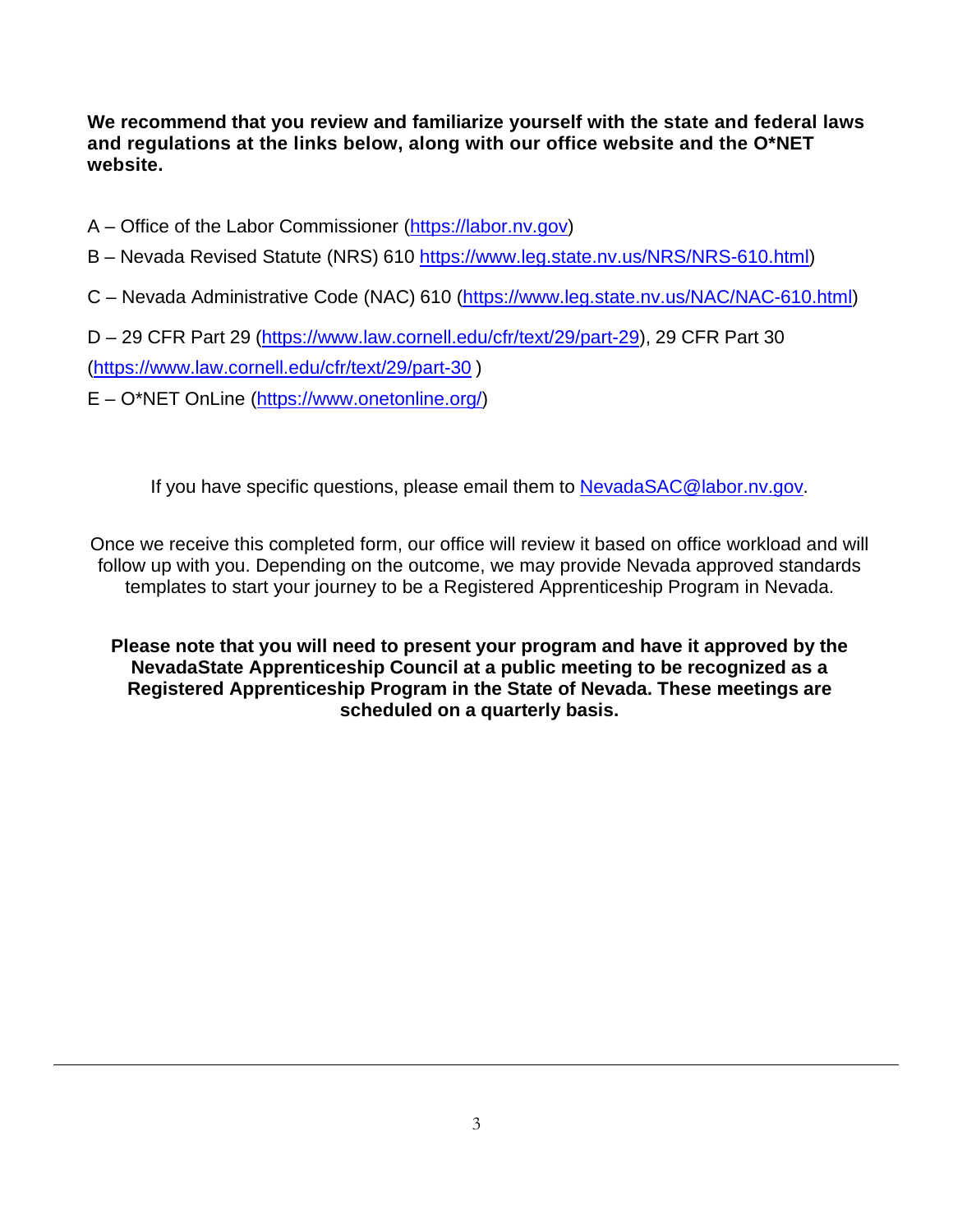**We recommend that you review and familiarize yourself with the state and federal laws and regulations at the links below, along with our office website and the O*NET website.**

A – Office of the Labor Commissioner (https://labor.nv.gov)

B – Nevada Revised Statute (NRS) 610 https://www.leg.state.nv.us/NRS/NRS-610.html)

C – Nevada Administrative Code (NAC) 610 (https://www.leg.state.nv.us/NAC/NAC-610.html)

D – 29 CFR Part 29 (https://www.law.cornell.edu/cfr/text/29/part-29), 29 CFR Part 30 (https://www.law.cornell.edu/cfr/text/29/part-30 )

E – O*NET OnLine (https://www.onetonline.org/)

If you have specific questions, please email them to NevadaSAC@labor.nv.gov.

Once we receive this completed form, our office will review it based on office workload and will follow up with you. Depending on the outcome, we may provide Nevada approved standards templates to start your journey to be a Registered Apprenticeship Program in Nevada.

**Please note that you will need to present your program and have it approved by the NevadaState Apprenticeship Council at a public meeting to be recognized as a Registered Apprenticeship Program in the State of Nevada. These meetings are scheduled on a quarterly basis.**